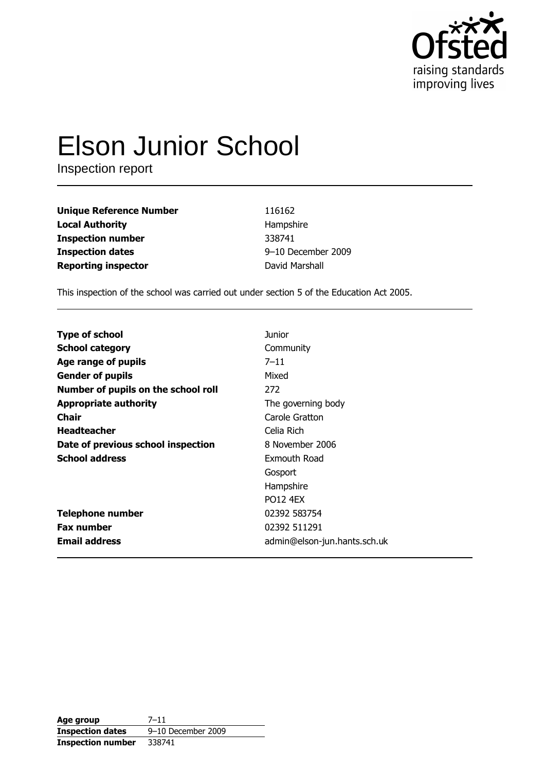Ofsted
raising standards
improving lives

# Elson Junior School

Inspection report

| | |
|---|---|
| **Unique Reference Number** | 116162 |
| **Local Authority** | Hampshire |
| **Inspection number** | 338741 |
| **Inspection dates** | 9–10 December 2009 |
| **Reporting inspector** | David Marshall |

This inspection of the school was carried out under section 5 of the Education Act 2005.

| | |
|---|---|
| **Type of school** | Junior |
| **School category** | Community |
| **Age range of pupils** | 7–11 |
| **Gender of pupils** | Mixed |
| **Number of pupils on the school roll** | 272 |
| **Appropriate authority** | The governing body |
| **Chair** | Carole Gratton |
| **Headteacher** | Celia Rich |
| **Date of previous school inspection** | 8 November 2006 |
| **School address** | Exmouth Road<br>Gosport<br>Hampshire<br>PO12 4EX |
| **Telephone number** | 02392 583754 |
| **Fax number** | 02392 511291 |
| **Email address** | admin@elson-jun.hants.sch.uk |

| | |
|---|---|
| **Age group** | 7–11 |
| **Inspection dates** | 9–10 December 2009 |
| **Inspection number** | 338741 |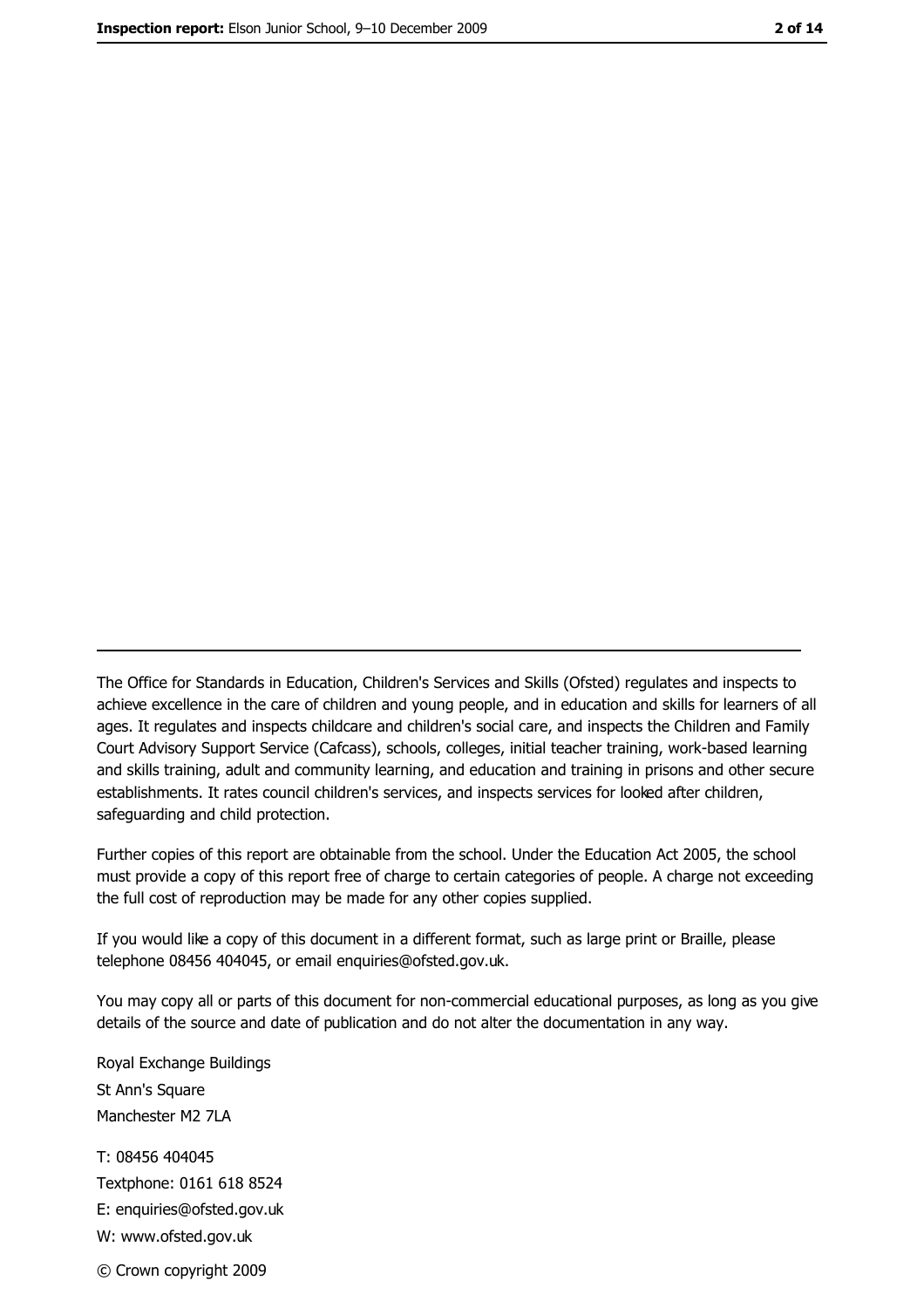The Office for Standards in Education, Children's Services and Skills (Ofsted) regulates and inspects to achieve excellence in the care of children and young people, and in education and skills for learners of all ages. It regulates and inspects childcare and children's social care, and inspects the Children and Family Court Advisory Support Service (Cafcass), schools, colleges, initial teacher training, work-based learning and skills training, adult and community learning, and education and training in prisons and other secure establishments. It rates council children's services, and inspects services for looked after children, safeguarding and child protection.

Further copies of this report are obtainable from the school. Under the Education Act 2005, the school must provide a copy of this report free of charge to certain categories of people. A charge not exceeding the full cost of reproduction may be made for any other copies supplied.

If you would like a copy of this document in a different format, such as large print or Braille, please telephone 08456 404045, or email enquiries@ofsted.gov.uk.

You may copy all or parts of this document for non-commercial educational purposes, as long as you give details of the source and date of publication and do not alter the documentation in any way.

Royal Exchange Buildings
St Ann's Square
Manchester M2 7LA

T: 08456 404045
Textphone: 0161 618 8524
E: enquiries@ofsted.gov.uk
W: www.ofsted.gov.uk

© Crown copyright 2009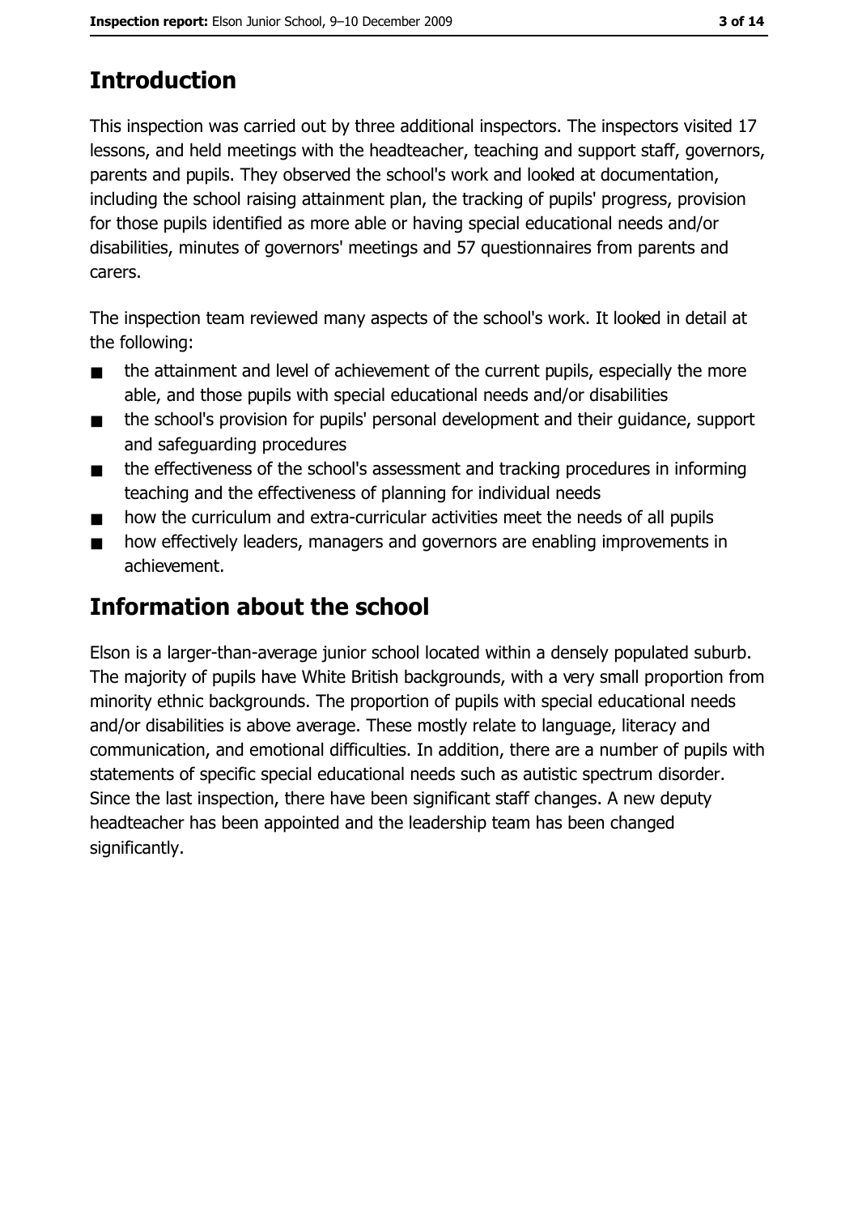# Introduction

This inspection was carried out by three additional inspectors. The inspectors visited 17 lessons, and held meetings with the headteacher, teaching and support staff, governors, parents and pupils. They observed the school's work and looked at documentation, including the school raising attainment plan, the tracking of pupils' progress, provision for those pupils identified as more able or having special educational needs and/or disabilities, minutes of governors' meetings and 57 questionnaires from parents and carers.

The inspection team reviewed many aspects of the school's work. It looked in detail at the following:

- the attainment and level of achievement of the current pupils, especially the more able, and those pupils with special educational needs and/or disabilities
- the school's provision for pupils' personal development and their guidance, support and safeguarding procedures
- the effectiveness of the school's assessment and tracking procedures in informing teaching and the effectiveness of planning for individual needs
- how the curriculum and extra-curricular activities meet the needs of all pupils
- how effectively leaders, managers and governors are enabling improvements in achievement.

# Information about the school

Elson is a larger-than-average junior school located within a densely populated suburb. The majority of pupils have White British backgrounds, with a very small proportion from minority ethnic backgrounds. The proportion of pupils with special educational needs and/or disabilities is above average. These mostly relate to language, literacy and communication, and emotional difficulties. In addition, there are a number of pupils with statements of specific special educational needs such as autistic spectrum disorder. Since the last inspection, there have been significant staff changes. A new deputy headteacher has been appointed and the leadership team has been changed significantly.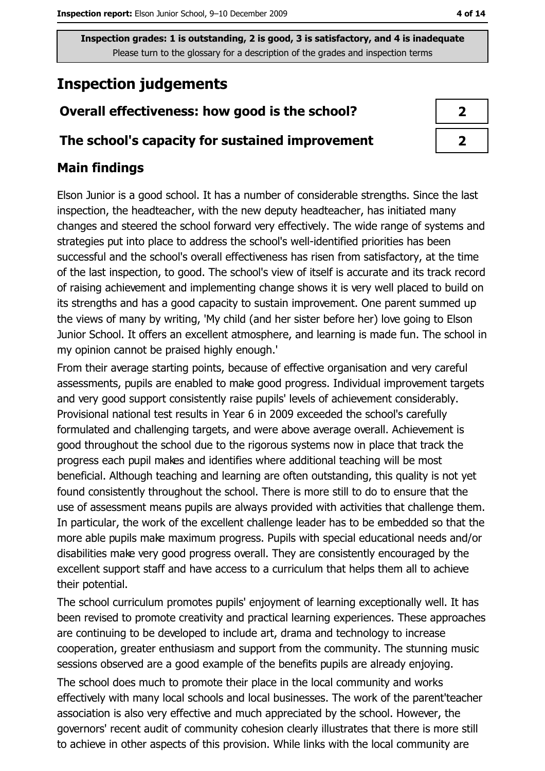Inspection grades: 1 is outstanding, 2 is good, 3 is satisfactory, and 4 is inadequate
Please turn to the glossary for a description of the grades and inspection terms

# Inspection judgements

| Overall effectiveness: how good is the school? | 2 |
| --- | --- |
| The school's capacity for sustained improvement | 2 |

## Main findings

Elson Junior is a good school. It has a number of considerable strengths. Since the last inspection, the headteacher, with the new deputy headteacher, has initiated many changes and steered the school forward very effectively. The wide range of systems and strategies put into place to address the school's well-identified priorities has been successful and the school's overall effectiveness has risen from satisfactory, at the time of the last inspection, to good. The school's view of itself is accurate and its track record of raising achievement and implementing change shows it is very well placed to build on its strengths and has a good capacity to sustain improvement. One parent summed up the views of many by writing, 'My child (and her sister before her) love going to Elson Junior School. It offers an excellent atmosphere, and learning is made fun. The school in my opinion cannot be praised highly enough.'

From their average starting points, because of effective organisation and very careful assessments, pupils are enabled to make good progress. Individual improvement targets and very good support consistently raise pupils' levels of achievement considerably. Provisional national test results in Year 6 in 2009 exceeded the school's carefully formulated and challenging targets, and were above average overall. Achievement is good throughout the school due to the rigorous systems now in place that track the progress each pupil makes and identifies where additional teaching will be most beneficial. Although teaching and learning are often outstanding, this quality is not yet found consistently throughout the school. There is more still to do to ensure that the use of assessment means pupils are always provided with activities that challenge them. In particular, the work of the excellent challenge leader has to be embedded so that the more able pupils make maximum progress. Pupils with special educational needs and/or disabilities make very good progress overall. They are consistently encouraged by the excellent support staff and have access to a curriculum that helps them all to achieve their potential.

The school curriculum promotes pupils' enjoyment of learning exceptionally well. It has been revised to promote creativity and practical learning experiences. These approaches are continuing to be developed to include art, drama and technology to increase cooperation, greater enthusiasm and support from the community. The stunning music sessions observed are a good example of the benefits pupils are already enjoying.

The school does much to promote their place in the local community and works effectively with many local schools and local businesses. The work of the parent'teacher association is also very effective and much appreciated by the school. However, the governors' recent audit of community cohesion clearly illustrates that there is more still to achieve in other aspects of this provision. While links with the local community are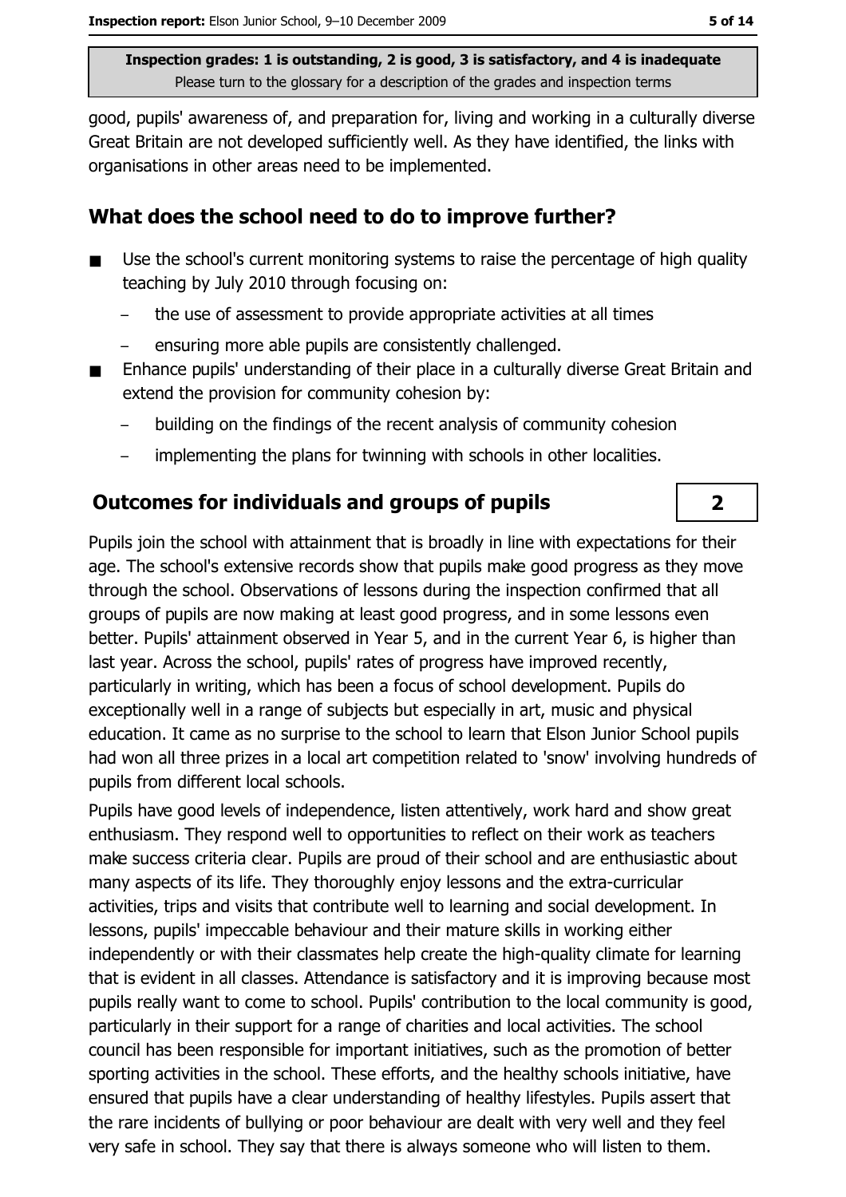good, pupils' awareness of, and preparation for, living and working in a culturally diverse Great Britain are not developed sufficiently well. As they have identified, the links with organisations in other areas need to be implemented.

## What does the school need to do to improve further?

- Use the school's current monitoring systems to raise the percentage of high quality teaching by July 2010 through focusing on:
  - the use of assessment to provide appropriate activities at all times
  - ensuring more able pupils are consistently challenged.
- Enhance pupils' understanding of their place in a culturally diverse Great Britain and extend the provision for community cohesion by:
  - building on the findings of the recent analysis of community cohesion
  - implementing the plans for twinning with schools in other localities.

## Outcomes for individuals and groups of pupils

**2**

Pupils join the school with attainment that is broadly in line with expectations for their age. The school's extensive records show that pupils make good progress as they move through the school. Observations of lessons during the inspection confirmed that all groups of pupils are now making at least good progress, and in some lessons even better. Pupils' attainment observed in Year 5, and in the current Year 6, is higher than last year. Across the school, pupils' rates of progress have improved recently, particularly in writing, which has been a focus of school development. Pupils do exceptionally well in a range of subjects but especially in art, music and physical education. It came as no surprise to the school to learn that Elson Junior School pupils had won all three prizes in a local art competition related to 'snow' involving hundreds of pupils from different local schools.

Pupils have good levels of independence, listen attentively, work hard and show great enthusiasm. They respond well to opportunities to reflect on their work as teachers make success criteria clear. Pupils are proud of their school and are enthusiastic about many aspects of its life. They thoroughly enjoy lessons and the extra-curricular activities, trips and visits that contribute well to learning and social development. In lessons, pupils' impeccable behaviour and their mature skills in working either independently or with their classmates help create the high-quality climate for learning that is evident in all classes. Attendance is satisfactory and it is improving because most pupils really want to come to school. Pupils' contribution to the local community is good, particularly in their support for a range of charities and local activities. The school council has been responsible for important initiatives, such as the promotion of better sporting activities in the school. These efforts, and the healthy schools initiative, have ensured that pupils have a clear understanding of healthy lifestyles. Pupils assert that the rare incidents of bullying or poor behaviour are dealt with very well and they feel very safe in school. They say that there is always someone who will listen to them.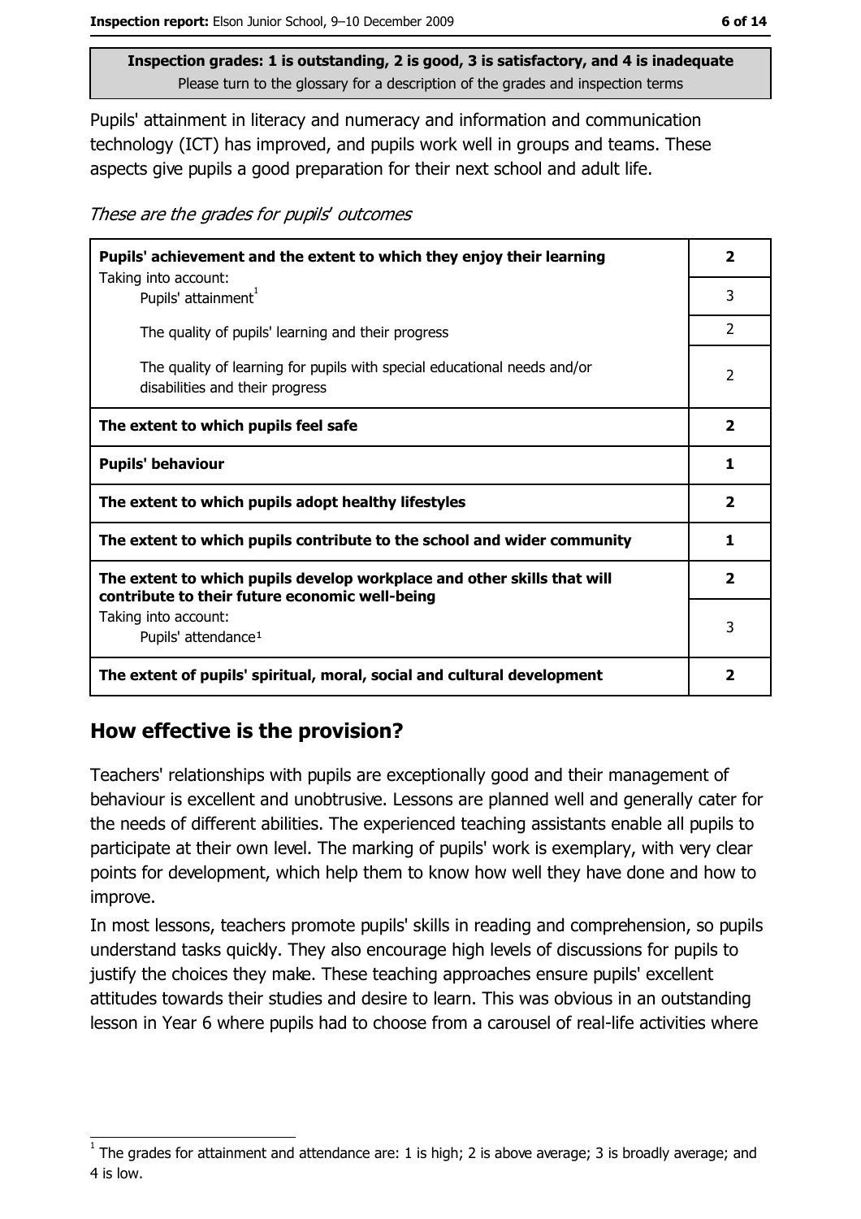**Inspection grades: 1 is outstanding, 2 is good, 3 is satisfactory, and 4 is inadequate**
Please turn to the glossary for a description of the grades and inspection terms

Pupils' attainment in literacy and numeracy and information and communication technology (ICT) has improved, and pupils work well in groups and teams. These aspects give pupils a good preparation for their next school and adult life.

*These are the grades for pupils' outcomes*

| | |
|---|---|
| **Pupils' achievement and the extent to which they enjoy their learning** | **2** |
| Taking into account: Pupils' attainment[1] | 3 |
| The quality of pupils' learning and their progress | 2 |
| The quality of learning for pupils with special educational needs and/or disabilities and their progress | 2 |
| **The extent to which pupils feel safe** | **2** |
| **Pupils' behaviour** | **1** |
| **The extent to which pupils adopt healthy lifestyles** | **2** |
| **The extent to which pupils contribute to the school and wider community** | **1** |
| **The extent to which pupils develop workplace and other skills that will contribute to their future economic well-being** | **2** |
| Taking into account: Pupils' attendance[1] | 3 |
| **The extent of pupils' spiritual, moral, social and cultural development** | **2** |

## How effective is the provision?

Teachers' relationships with pupils are exceptionally good and their management of behaviour is excellent and unobtrusive. Lessons are planned well and generally cater for the needs of different abilities. The experienced teaching assistants enable all pupils to participate at their own level. The marking of pupils' work is exemplary, with very clear points for development, which help them to know how well they have done and how to improve.

In most lessons, teachers promote pupils' skills in reading and comprehension, so pupils understand tasks quickly. They also encourage high levels of discussions for pupils to justify the choices they make. These teaching approaches ensure pupils' excellent attitudes towards their studies and desire to learn. This was obvious in an outstanding lesson in Year 6 where pupils had to choose from a carousel of real-life activities where

[1] The grades for attainment and attendance are: 1 is high; 2 is above average; 3 is broadly average; and 4 is low.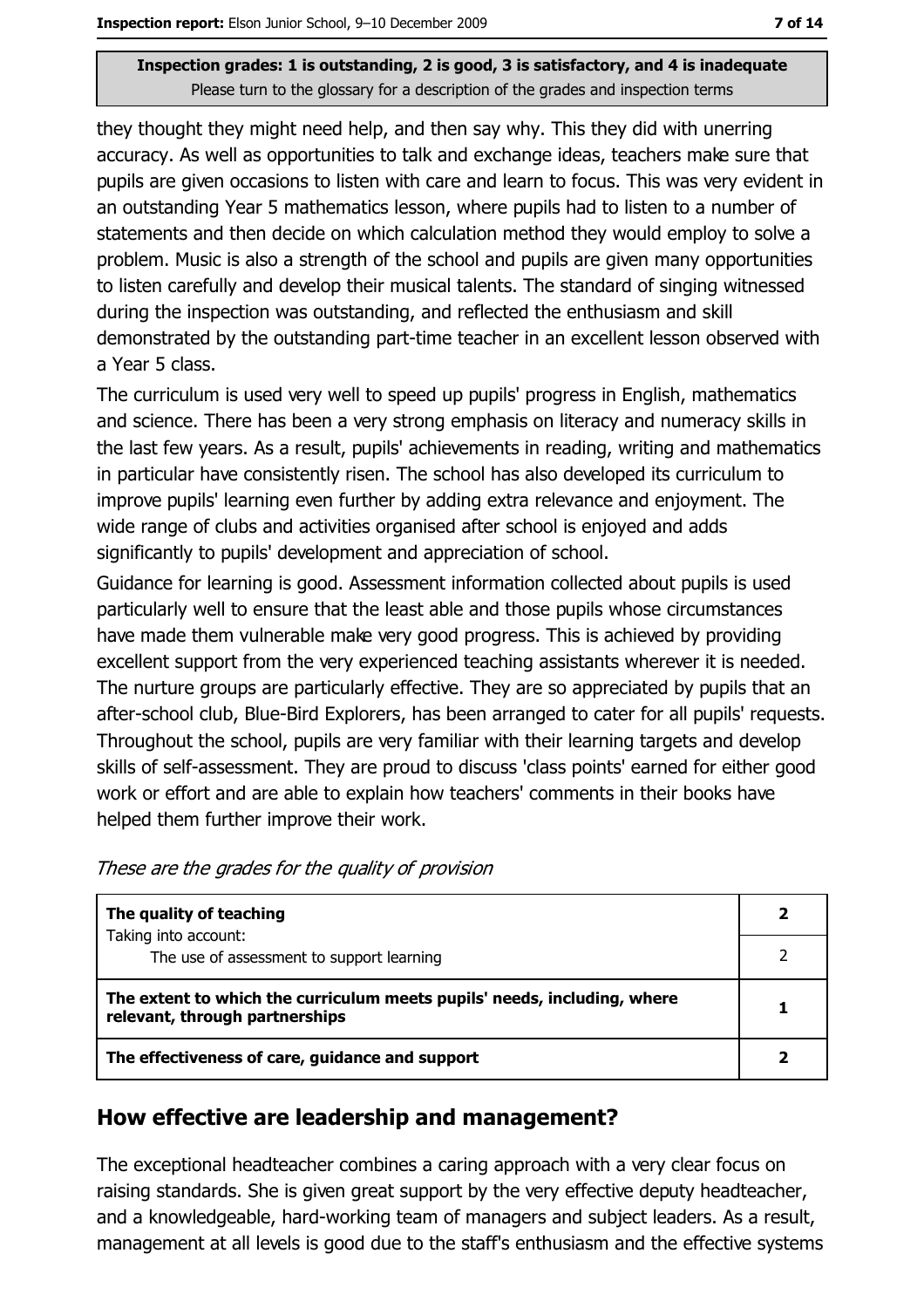**Inspection grades: 1 is outstanding, 2 is good, 3 is satisfactory, and 4 is inadequate**
Please turn to the glossary for a description of the grades and inspection terms

they thought they might need help, and then say why. This they did with unerring accuracy. As well as opportunities to talk and exchange ideas, teachers make sure that pupils are given occasions to listen with care and learn to focus. This was very evident in an outstanding Year 5 mathematics lesson, where pupils had to listen to a number of statements and then decide on which calculation method they would employ to solve a problem. Music is also a strength of the school and pupils are given many opportunities to listen carefully and develop their musical talents. The standard of singing witnessed during the inspection was outstanding, and reflected the enthusiasm and skill demonstrated by the outstanding part-time teacher in an excellent lesson observed with a Year 5 class.

The curriculum is used very well to speed up pupils' progress in English, mathematics and science. There has been a very strong emphasis on literacy and numeracy skills in the last few years. As a result, pupils' achievements in reading, writing and mathematics in particular have consistently risen. The school has also developed its curriculum to improve pupils' learning even further by adding extra relevance and enjoyment. The wide range of clubs and activities organised after school is enjoyed and adds significantly to pupils' development and appreciation of school.

Guidance for learning is good. Assessment information collected about pupils is used particularly well to ensure that the least able and those pupils whose circumstances have made them vulnerable make very good progress. This is achieved by providing excellent support from the very experienced teaching assistants wherever it is needed. The nurture groups are particularly effective. They are so appreciated by pupils that an after-school club, Blue-Bird Explorers, has been arranged to cater for all pupils' requests. Throughout the school, pupils are very familiar with their learning targets and develop skills of self-assessment. They are proud to discuss 'class points' earned for either good work or effort and are able to explain how teachers' comments in their books have helped them further improve their work.

*These are the grades for the quality of provision*

| | |
|---|---|
| **The quality of teaching**<br>Taking into account: | **2** |
| The use of assessment to support learning | 2 |
| **The extent to which the curriculum meets pupils' needs, including, where relevant, through partnerships** | **1** |
| **The effectiveness of care, guidance and support** | **2** |

## How effective are leadership and management?

The exceptional headteacher combines a caring approach with a very clear focus on raising standards. She is given great support by the very effective deputy headteacher, and a knowledgeable, hard-working team of managers and subject leaders. As a result, management at all levels is good due to the staff's enthusiasm and the effective systems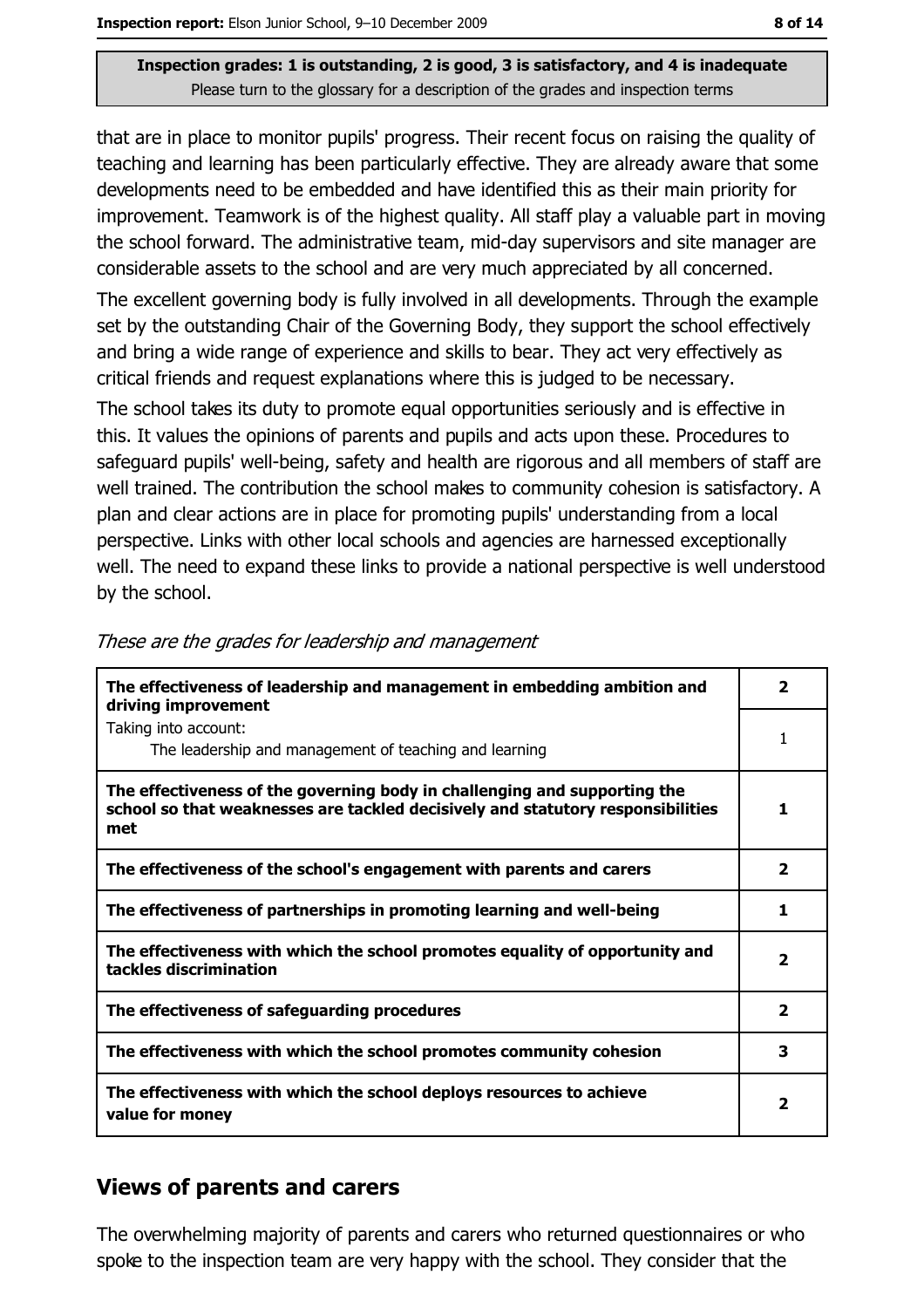Inspection grades: 1 is outstanding, 2 is good, 3 is satisfactory, and 4 is inadequate
Please turn to the glossary for a description of the grades and inspection terms

that are in place to monitor pupils' progress. Their recent focus on raising the quality of teaching and learning has been particularly effective. They are already aware that some developments need to be embedded and have identified this as their main priority for improvement. Teamwork is of the highest quality. All staff play a valuable part in moving the school forward. The administrative team, mid-day supervisors and site manager are considerable assets to the school and are very much appreciated by all concerned.

The excellent governing body is fully involved in all developments. Through the example set by the outstanding Chair of the Governing Body, they support the school effectively and bring a wide range of experience and skills to bear. They act very effectively as critical friends and request explanations where this is judged to be necessary.

The school takes its duty to promote equal opportunities seriously and is effective in this. It values the opinions of parents and pupils and acts upon these. Procedures to safeguard pupils' well-being, safety and health are rigorous and all members of staff are well trained. The contribution the school makes to community cohesion is satisfactory. A plan and clear actions are in place for promoting pupils' understanding from a local perspective. Links with other local schools and agencies are harnessed exceptionally well. The need to expand these links to provide a national perspective is well understood by the school.

*These are the grades for leadership and management*

| | |
|---|---|
| **The effectiveness of leadership and management in embedding ambition and driving improvement** | **2** |
| Taking into account: The leadership and management of teaching and learning | 1 |
| **The effectiveness of the governing body in challenging and supporting the school so that weaknesses are tackled decisively and statutory responsibilities met** | **1** |
| **The effectiveness of the school's engagement with parents and carers** | **2** |
| **The effectiveness of partnerships in promoting learning and well-being** | **1** |
| **The effectiveness with which the school promotes equality of opportunity and tackles discrimination** | **2** |
| **The effectiveness of safeguarding procedures** | **2** |
| **The effectiveness with which the school promotes community cohesion** | **3** |
| **The effectiveness with which the school deploys resources to achieve value for money** | **2** |

## Views of parents and carers

The overwhelming majority of parents and carers who returned questionnaires or who spoke to the inspection team are very happy with the school. They consider that the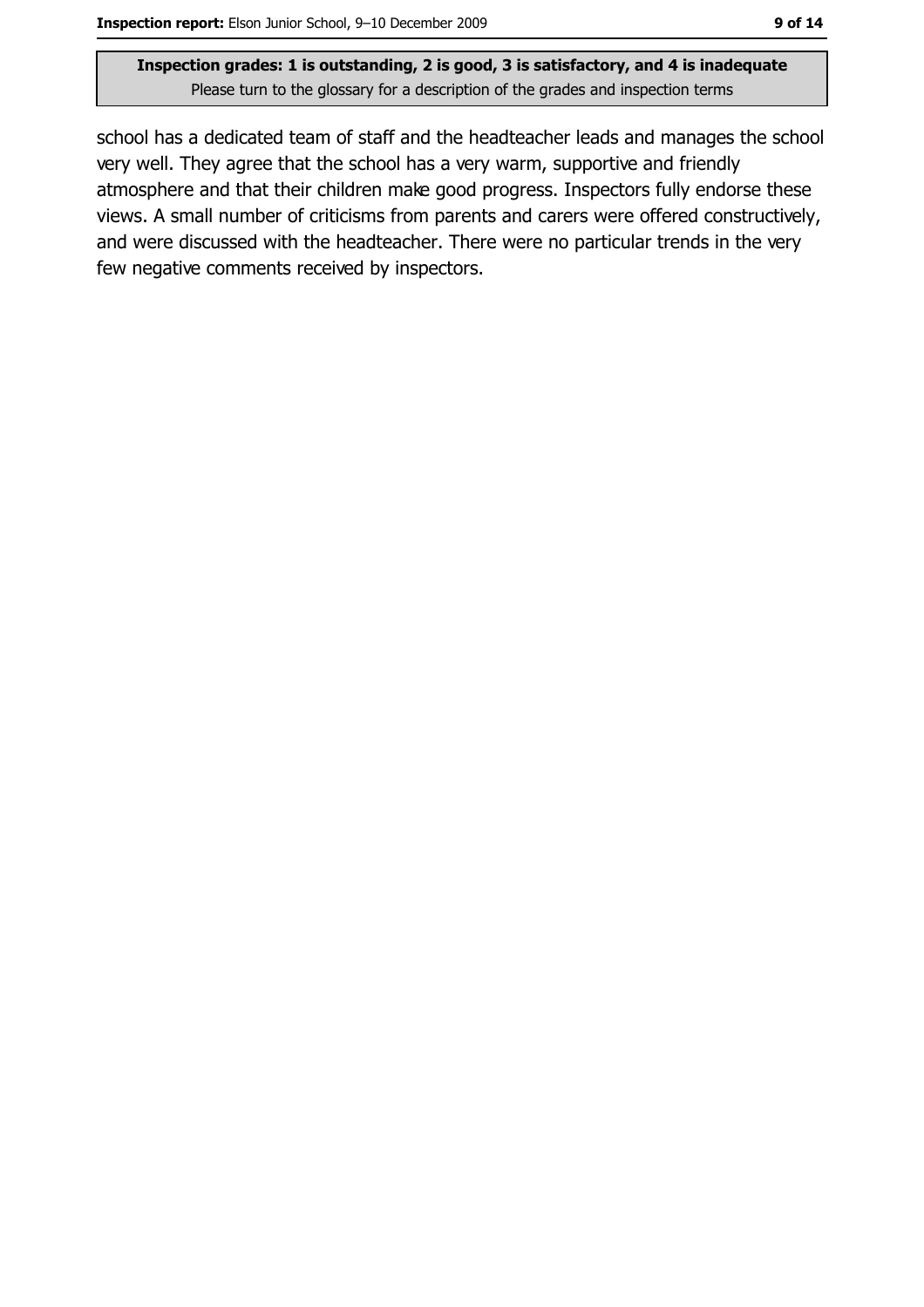school has a dedicated team of staff and the headteacher leads and manages the school very well. They agree that the school has a very warm, supportive and friendly atmosphere and that their children make good progress. Inspectors fully endorse these views. A small number of criticisms from parents and carers were offered constructively, and were discussed with the headteacher. There were no particular trends in the very few negative comments received by inspectors.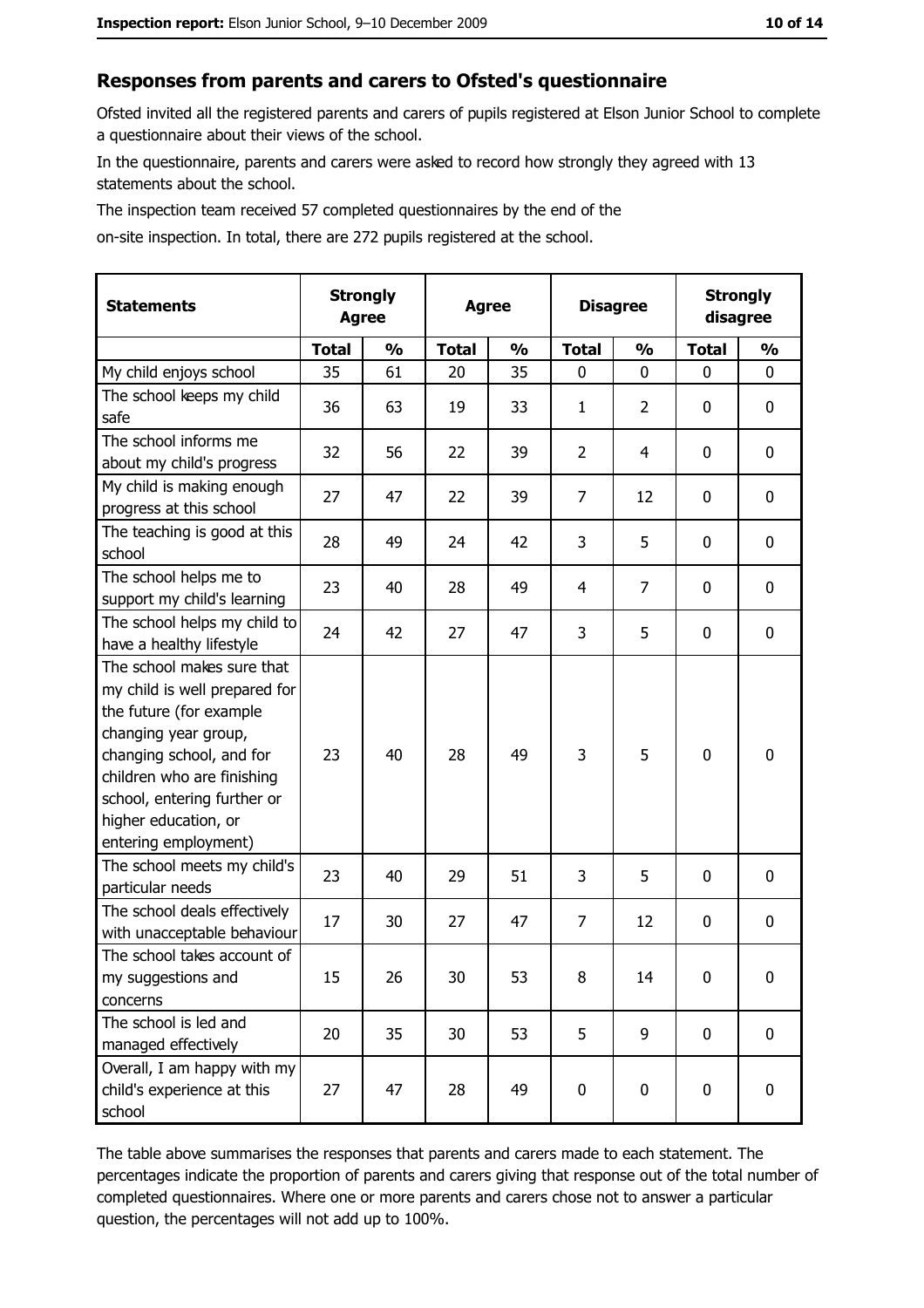## Responses from parents and carers to Ofsted's questionnaire

Ofsted invited all the registered parents and carers of pupils registered at Elson Junior School to complete a questionnaire about their views of the school.

In the questionnaire, parents and carers were asked to record how strongly they agreed with 13 statements about the school.

The inspection team received 57 completed questionnaires by the end of the on-site inspection. In total, there are 272 pupils registered at the school.

| Statements | Strongly Agree | | Agree | | Disagree | | Strongly disagree | |
|---|---|---|---|---|---|---|---|---|
| | Total | % | Total | % | Total | % | Total | % |
| My child enjoys school | 35 | 61 | 20 | 35 | 0 | 0 | 0 | 0 |
| The school keeps my child safe | 36 | 63 | 19 | 33 | 1 | 2 | 0 | 0 |
| The school informs me about my child's progress | 32 | 56 | 22 | 39 | 2 | 4 | 0 | 0 |
| My child is making enough progress at this school | 27 | 47 | 22 | 39 | 7 | 12 | 0 | 0 |
| The teaching is good at this school | 28 | 49 | 24 | 42 | 3 | 5 | 0 | 0 |
| The school helps me to support my child's learning | 23 | 40 | 28 | 49 | 4 | 7 | 0 | 0 |
| The school helps my child to have a healthy lifestyle | 24 | 42 | 27 | 47 | 3 | 5 | 0 | 0 |
| The school makes sure that my child is well prepared for the future (for example changing year group, changing school, and for children who are finishing school, entering further or higher education, or entering employment) | 23 | 40 | 28 | 49 | 3 | 5 | 0 | 0 |
| The school meets my child's particular needs | 23 | 40 | 29 | 51 | 3 | 5 | 0 | 0 |
| The school deals effectively with unacceptable behaviour | 17 | 30 | 27 | 47 | 7 | 12 | 0 | 0 |
| The school takes account of my suggestions and concerns | 15 | 26 | 30 | 53 | 8 | 14 | 0 | 0 |
| The school is led and managed effectively | 20 | 35 | 30 | 53 | 5 | 9 | 0 | 0 |
| Overall, I am happy with my child's experience at this school | 27 | 47 | 28 | 49 | 0 | 0 | 0 | 0 |

The table above summarises the responses that parents and carers made to each statement. The percentages indicate the proportion of parents and carers giving that response out of the total number of completed questionnaires. Where one or more parents and carers chose not to answer a particular question, the percentages will not add up to 100%.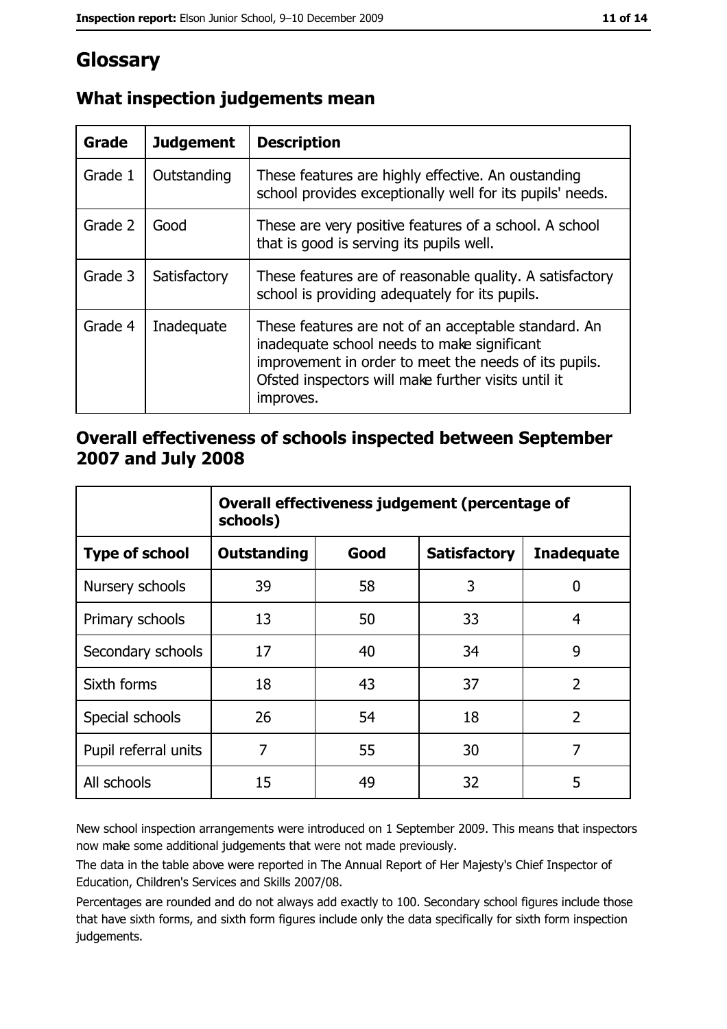# Glossary

## What inspection judgements mean

| Grade | Judgement | Description |
|---|---|---|
| Grade 1 | Outstanding | These features are highly effective. An oustanding school provides exceptionally well for its pupils' needs. |
| Grade 2 | Good | These are very positive features of a school. A school that is good is serving its pupils well. |
| Grade 3 | Satisfactory | These features are of reasonable quality. A satisfactory school is providing adequately for its pupils. |
| Grade 4 | Inadequate | These features are not of an acceptable standard. An inadequate school needs to make significant improvement in order to meet the needs of its pupils. Ofsted inspectors will make further visits until it improves. |

## Overall effectiveness of schools inspected between September 2007 and July 2008

| | Overall effectiveness judgement (percentage of schools) | | | |
|---|---|---|---|---|
| **Type of school** | **Outstanding** | **Good** | **Satisfactory** | **Inadequate** |
| Nursery schools | 39 | 58 | 3 | 0 |
| Primary schools | 13 | 50 | 33 | 4 |
| Secondary schools | 17 | 40 | 34 | 9 |
| Sixth forms | 18 | 43 | 37 | 2 |
| Special schools | 26 | 54 | 18 | 2 |
| Pupil referral units | 7 | 55 | 30 | 7 |
| All schools | 15 | 49 | 32 | 5 |

New school inspection arrangements were introduced on 1 September 2009. This means that inspectors now make some additional judgements that were not made previously.

The data in the table above were reported in The Annual Report of Her Majesty's Chief Inspector of Education, Children's Services and Skills 2007/08.

Percentages are rounded and do not always add exactly to 100. Secondary school figures include those that have sixth forms, and sixth form figures include only the data specifically for sixth form inspection judgements.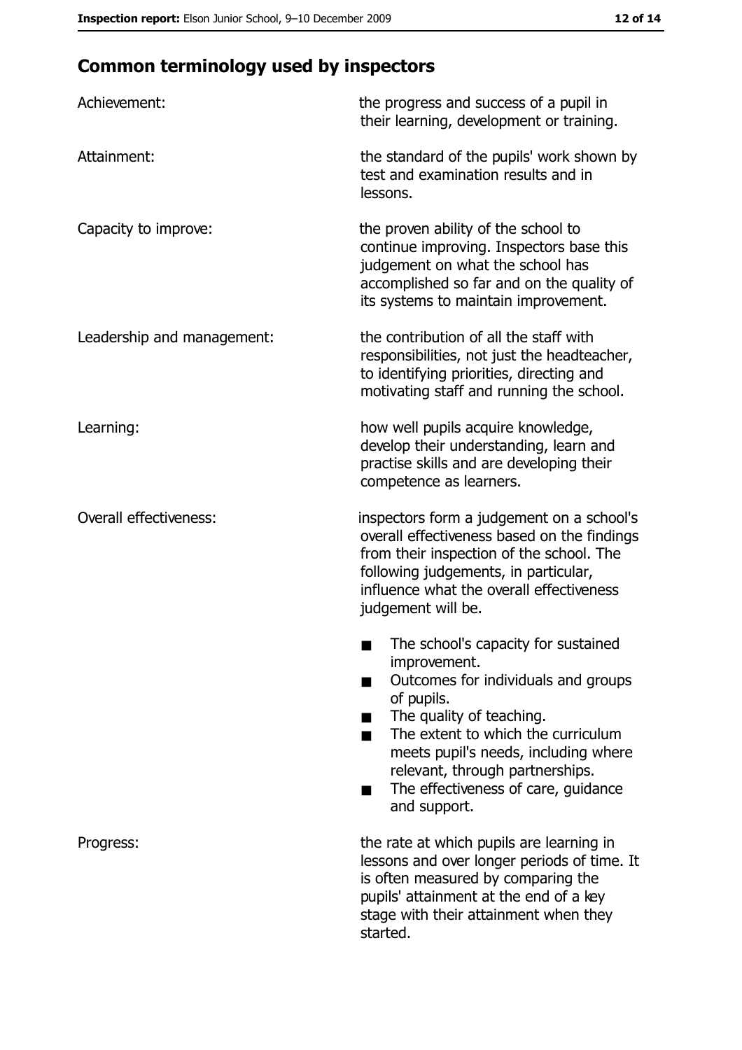## Common terminology used by inspectors

| | |
|---|---|
| Achievement: | the progress and success of a pupil in their learning, development or training. |
| Attainment: | the standard of the pupils' work shown by test and examination results and in lessons. |
| Capacity to improve: | the proven ability of the school to continue improving. Inspectors base this judgement on what the school has accomplished so far and on the quality of its systems to maintain improvement. |
| Leadership and management: | the contribution of all the staff with responsibilities, not just the headteacher, to identifying priorities, directing and motivating staff and running the school. |
| Learning: | how well pupils acquire knowledge, develop their understanding, learn and practise skills and are developing their competence as learners. |
| Overall effectiveness: | inspectors form a judgement on a school's overall effectiveness based on the findings from their inspection of the school. The following judgements, in particular, influence what the overall effectiveness judgement will be.<br>■ The school's capacity for sustained improvement.<br>■ Outcomes for individuals and groups of pupils.<br>■ The quality of teaching.<br>■ The extent to which the curriculum meets pupil's needs, including where relevant, through partnerships.<br>■ The effectiveness of care, guidance and support. |
| Progress: | the rate at which pupils are learning in lessons and over longer periods of time. It is often measured by comparing the pupils' attainment at the end of a key stage with their attainment when they started. |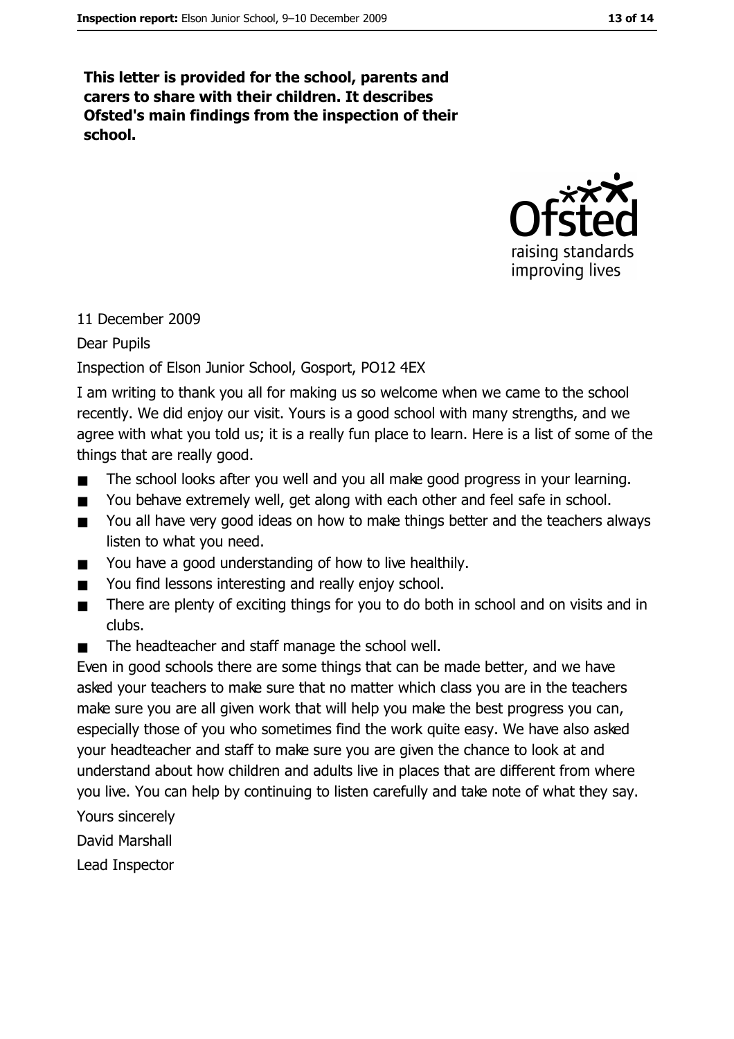**This letter is provided for the school, parents and carers to share with their children. It describes Ofsted's main findings from the inspection of their school.**

11 December 2009

Dear Pupils

Inspection of Elson Junior School, Gosport, PO12 4EX

I am writing to thank you all for making us so welcome when we came to the school recently. We did enjoy our visit. Yours is a good school with many strengths, and we agree with what you told us; it is a really fun place to learn. Here is a list of some of the things that are really good.

- The school looks after you well and you all make good progress in your learning.
- You behave extremely well, get along with each other and feel safe in school.
- You all have very good ideas on how to make things better and the teachers always listen to what you need.
- You have a good understanding of how to live healthily.
- You find lessons interesting and really enjoy school.
- There are plenty of exciting things for you to do both in school and on visits and in clubs.
- The headteacher and staff manage the school well.

Even in good schools there are some things that can be made better, and we have asked your teachers to make sure that no matter which class you are in the teachers make sure you are all given work that will help you make the best progress you can, especially those of you who sometimes find the work quite easy. We have also asked your headteacher and staff to make sure you are given the chance to look at and understand about how children and adults live in places that are different from where you live. You can help by continuing to listen carefully and take note of what they say.

Yours sincerely

David Marshall

Lead Inspector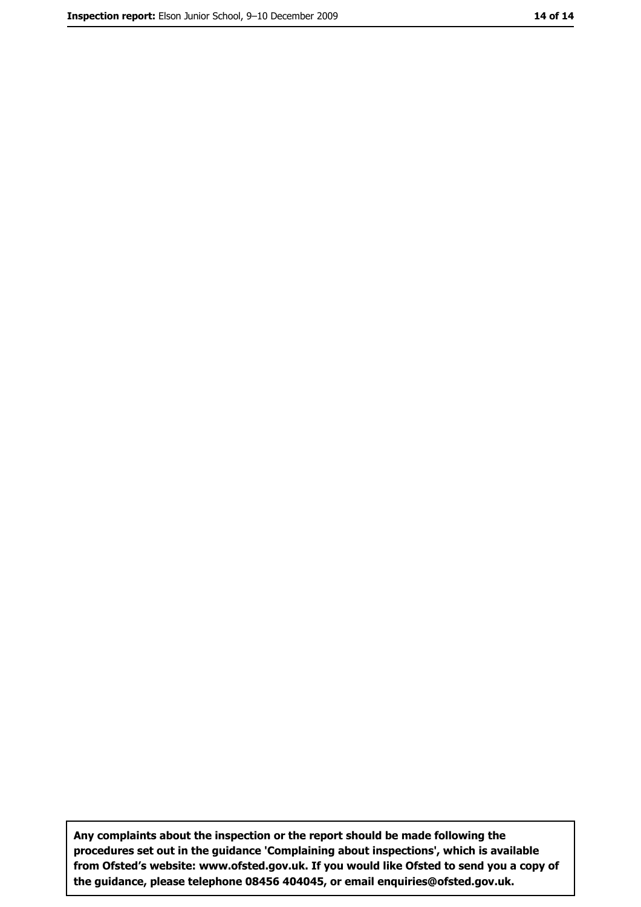**Any complaints about the inspection or the report should be made following the procedures set out in the guidance 'Complaining about inspections', which is available from Ofsted's website: www.ofsted.gov.uk. If you would like Ofsted to send you a copy of the guidance, please telephone 08456 404045, or email enquiries@ofsted.gov.uk.**